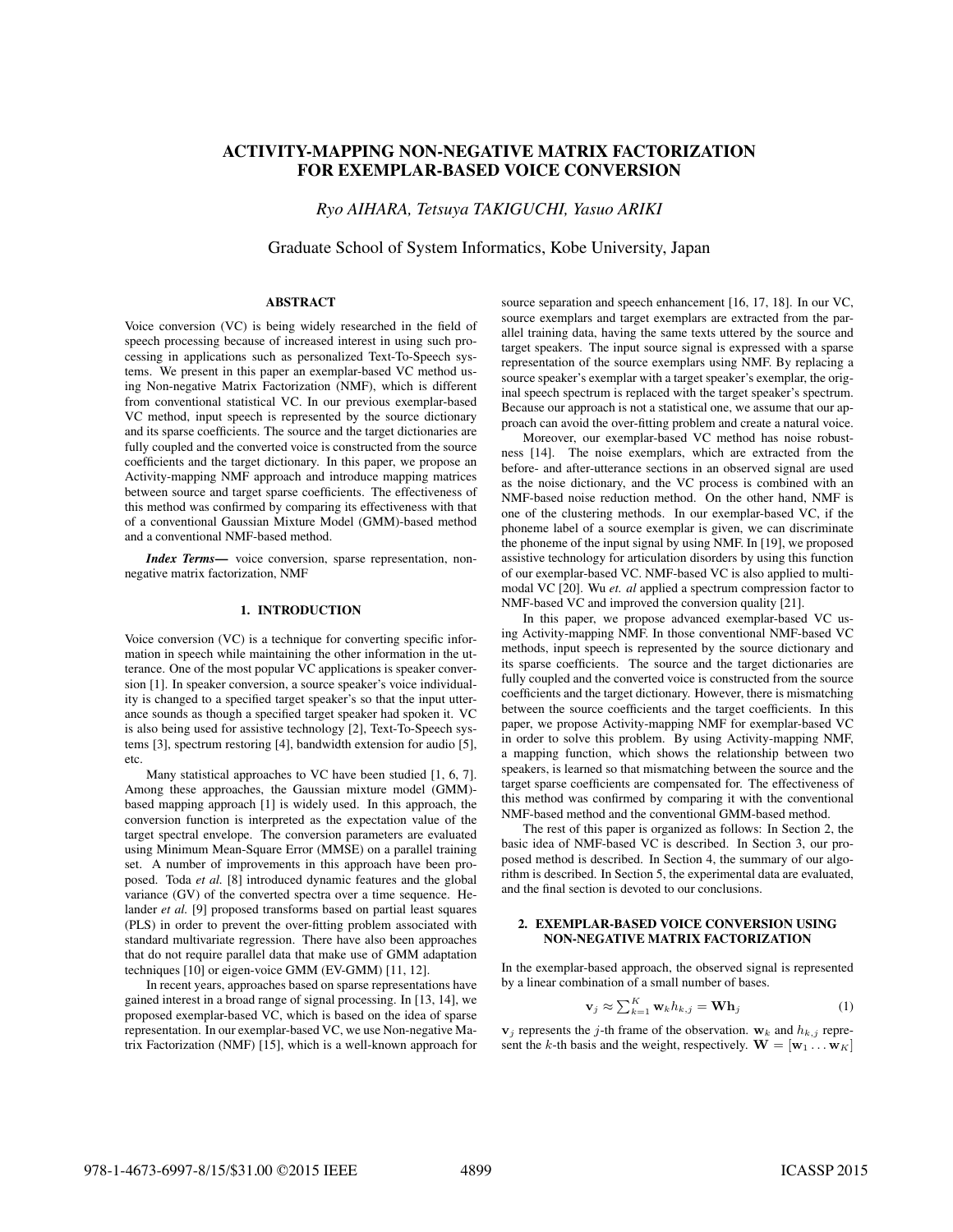# ACTIVITY-MAPPING NON-NEGATIVE MATRIX FACTORIZATION FOR EXEMPLAR-BASED VOICE CONVERSION

*Ryo AIHARA, Tetsuya TAKIGUCHI, Yasuo ARIKI*

Graduate School of System Informatics, Kobe University, Japan

## ABSTRACT

Voice conversion (VC) is being widely researched in the field of speech processing because of increased interest in using such processing in applications such as personalized Text-To-Speech systems. We present in this paper an exemplar-based VC method using Non-negative Matrix Factorization (NMF), which is different from conventional statistical VC. In our previous exemplar-based VC method, input speech is represented by the source dictionary and its sparse coefficients. The source and the target dictionaries are fully coupled and the converted voice is constructed from the source coefficients and the target dictionary. In this paper, we propose an Activity-mapping NMF approach and introduce mapping matrices between source and target sparse coefficients. The effectiveness of this method was confirmed by comparing its effectiveness with that of a conventional Gaussian Mixture Model (GMM)-based method and a conventional NMF-based method.

***Index Terms*—** voice conversion, sparse representation, non-negative matrix factorization, NMF

## 1. INTRODUCTION

Voice conversion (VC) is a technique for converting specific information in speech while maintaining the other information in the utterance. One of the most popular VC applications is speaker conversion [1]. In speaker conversion, a source speaker's voice individuality is changed to a specified target speaker's so that the input utterance sounds as though a specified target speaker had spoken it. VC is also being used for assistive technology [2], Text-To-Speech systems [3], spectrum restoring [4], bandwidth extension for audio [5], etc.

Many statistical approaches to VC have been studied [1, 6, 7]. Among these approaches, the Gaussian mixture model (GMM)-based mapping approach [1] is widely used. In this approach, the conversion function is interpreted as the expectation value of the target spectral envelope. The conversion parameters are evaluated using Minimum Mean-Square Error (MMSE) on a parallel training set. A number of improvements in this approach have been proposed. Toda *et al.* [8] introduced dynamic features and the global variance (GV) of the converted spectra over a time sequence. Helander *et al.* [9] proposed transforms based on partial least squares (PLS) in order to prevent the over-fitting problem associated with standard multivariate regression. There have also been approaches that do not require parallel data that make use of GMM adaptation techniques [10] or eigen-voice GMM (EV-GMM) [11, 12].

In recent years, approaches based on sparse representations have gained interest in a broad range of signal processing. In [13, 14], we proposed exemplar-based VC, which is based on the idea of sparse representation. In our exemplar-based VC, we use Non-negative Matrix Factorization (NMF) [15], which is a well-known approach for source separation and speech enhancement [16, 17, 18]. In our VC, source exemplars and target exemplars are extracted from the parallel training data, having the same texts uttered by the source and target speakers. The input source signal is expressed with a sparse representation of the source exemplars using NMF. By replacing a source speaker's exemplar with a target speaker's exemplar, the original speech spectrum is replaced with the target speaker's spectrum. Because our approach is not a statistical one, we assume that our approach can avoid the over-fitting problem and create a natural voice.

Moreover, our exemplar-based VC method has noise robustness [14]. The noise exemplars, which are extracted from the before- and after-utterance sections in an observed signal are used as the noise dictionary, and the VC process is combined with an NMF-based noise reduction method. On the other hand, NMF is one of the clustering methods. In our exemplar-based VC, if the phoneme label of a source exemplar is given, we can discriminate the phoneme of the input signal by using NMF. In [19], we proposed assistive technology for articulation disorders by using this function of our exemplar-based VC. NMF-based VC is also applied to multimodal VC [20]. Wu *et. al* applied a spectrum compression factor to NMF-based VC and improved the conversion quality [21].

In this paper, we propose advanced exemplar-based VC using Activity-mapping NMF. In those conventional NMF-based VC methods, input speech is represented by the source dictionary and its sparse coefficients. The source and the target dictionaries are fully coupled and the converted voice is constructed from the source coefficients and the target dictionary. However, there is mismatching between the source coefficients and the target coefficients. In this paper, we propose Activity-mapping NMF for exemplar-based VC in order to solve this problem. By using Activity-mapping NMF, a mapping function, which shows the relationship between two speakers, is learned so that mismatching between the source and the target sparse coefficients are compensated for. The effectiveness of this method was confirmed by comparing it with the conventional NMF-based method and the conventional GMM-based method.

The rest of this paper is organized as follows: In Section 2, the basic idea of NMF-based VC is described. In Section 3, our proposed method is described. In Section 4, the summary of our algorithm is described. In Section 5, the experimental data are evaluated, and the final section is devoted to our conclusions.

## 2. EXEMPLAR-BASED VOICE CONVERSION USING NON-NEGATIVE MATRIX FACTORIZATION

In the exemplar-based approach, the observed signal is represented by a linear combination of a small number of bases.

$$\mathbf{v}_j \approx \sum_{k=1}^{K} \mathbf{w}_k h_{k,j} = \mathbf{W}\mathbf{h}_j \tag{1}$$

$\mathbf{v}_j$ represents the $j$-th frame of the observation. $\mathbf{w}_k$ and $h_{k,j}$ represent the $k$-th basis and the weight, respectively. $\mathbf{W} = [\mathbf{w}_1 \dots \mathbf{w}_K]$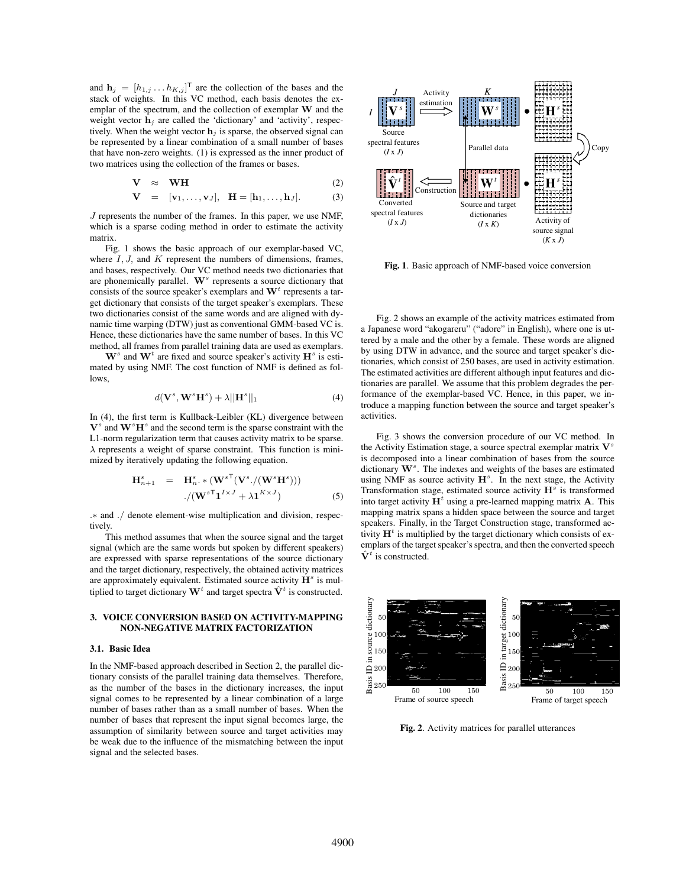and $\mathbf{h}_j = [h_{1,j} \dots h_{K,j}]^{\mathsf{T}}$ are the collection of the bases and the stack of weights. In this VC method, each basis denotes the exemplar of the spectrum, and the collection of exemplar $\mathbf{W}$ and the weight vector $\mathbf{h}_j$ are called the 'dictionary' and 'activity', respectively. When the weight vector $\mathbf{h}_j$ is sparse, the observed signal can be represented by a linear combination of a small number of bases that have non-zero weights. (1) is expressed as the inner product of two matrices using the collection of the frames or bases.

$$\mathbf{V} \approx \mathbf{W}\mathbf{H} \tag{2}$$

$$\mathbf{V} = [\mathbf{v}_1, \dots, \mathbf{v}_J], \quad \mathbf{H} = [\mathbf{h}_1, \dots, \mathbf{h}_J]. \tag{3}$$

$J$ represents the number of the frames. In this paper, we use NMF, which is a sparse coding method in order to estimate the activity matrix.

Fig. 1 shows the basic approach of our exemplar-based VC, where $I, J$, and $K$ represent the numbers of dimensions, frames, and bases, respectively. Our VC method needs two dictionaries that are phonemically parallel. $\mathbf{W}^s$ represents a source dictionary that consists of the source speaker's exemplars and $\mathbf{W}^t$ represents a target dictionary that consists of the target speaker's exemplars. These two dictionaries consist of the same words and are aligned with dynamic time warping (DTW) just as conventional GMM-based VC is. Hence, these dictionaries have the same number of bases. In this VC method, all frames from parallel training data are used as exemplars.

$\mathbf{W}^s$ and $\mathbf{W}^t$ are fixed and source speaker's activity $\mathbf{H}^s$ is estimated by using NMF. The cost function of NMF is defined as follows,

$$d(\mathbf{V}^s, \mathbf{W}^s\mathbf{H}^s) + \lambda||\mathbf{H}^s||_1 \tag{4}$$

In (4), the first term is Kullback-Leibler (KL) divergence between $\mathbf{V}^s$ and $\mathbf{W}^s\mathbf{H}^s$ and the second term is the sparse constraint with the L1-norm regularization term that causes activity matrix to be sparse. $\lambda$ represents a weight of sparse constraint. This function is minimized by iteratively updating the following equation.

$$\begin{aligned} \mathbf{H}^s_{n+1} &= \mathbf{H}^s_n .* (\mathbf{W}^{s\mathsf{T}}(\mathbf{V}^s./(\mathbf{W}^s\mathbf{H}^s))) \\ &\quad ./(\mathbf{W}^{s\mathsf{T}}\mathbf{1}^{I\times J} + \lambda\mathbf{1}^{K\times J}) \end{aligned} \tag{5}$$

$.*$ and $./$ denote element-wise multiplication and division, respectively.

This method assumes that when the source signal and the target signal (which are the same words but spoken by different speakers) are expressed with sparse representations of the source dictionary and the target dictionary, respectively, the obtained activity matrices are approximately equivalent. Estimated source activity $\mathbf{H}^s$ is multiplied to target dictionary $\mathbf{W}^t$ and target spectra $\hat{\mathbf{V}}^t$ is constructed.

## 3. VOICE CONVERSION BASED ON ACTIVITY-MAPPING NON-NEGATIVE MATRIX FACTORIZATION

### 3.1. Basic Idea

In the NMF-based approach described in Section 2, the parallel dictionary consists of the parallel training data themselves. Therefore, as the number of the bases in the dictionary increases, the input signal comes to be represented by a linear combination of a large number of bases rather than as a small number of bases. When the number of bases that represent the input signal becomes large, the assumption of similarity between source and target activities may be weak due to the influence of the mismatching between the input signal and the selected bases.

**Fig. 1**. Basic approach of NMF-based voice conversion

Fig. 2 shows an example of the activity matrices estimated from a Japanese word "akogareru" ("adore" in English), where one is uttered by a male and the other by a female. These words are aligned by using DTW in advance, and the source and target speaker's dictionaries, which consist of 250 bases, are used in activity estimation. The estimated activities are different although input features and dictionaries are parallel. We assume that this problem degrades the performance of the exemplar-based VC. Hence, in this paper, we introduce a mapping function between the source and target speaker's activities.

Fig. 3 shows the conversion procedure of our VC method. In the Activity Estimation stage, a source spectral exemplar matrix $\mathbf{V}^s$ is decomposed into a linear combination of bases from the source dictionary $\mathbf{W}^s$. The indexes and weights of the bases are estimated using NMF as source activity $\mathbf{H}^s$. In the next stage, the Activity Transformation stage, estimated source activity $\mathbf{H}^s$ is transformed into target activity $\mathbf{H}^t$ using a pre-learned mapping matrix $\mathbf{A}$. This mapping matrix spans a hidden space between the source and target speakers. Finally, in the Target Construction stage, transformed activity $\mathbf{H}^t$ is multiplied by the target dictionary which consists of exemplars of the target speaker's spectra, and then the converted speech $\hat{\mathbf{V}}^t$ is constructed.

**Fig. 2**. Activity matrices for parallel utterances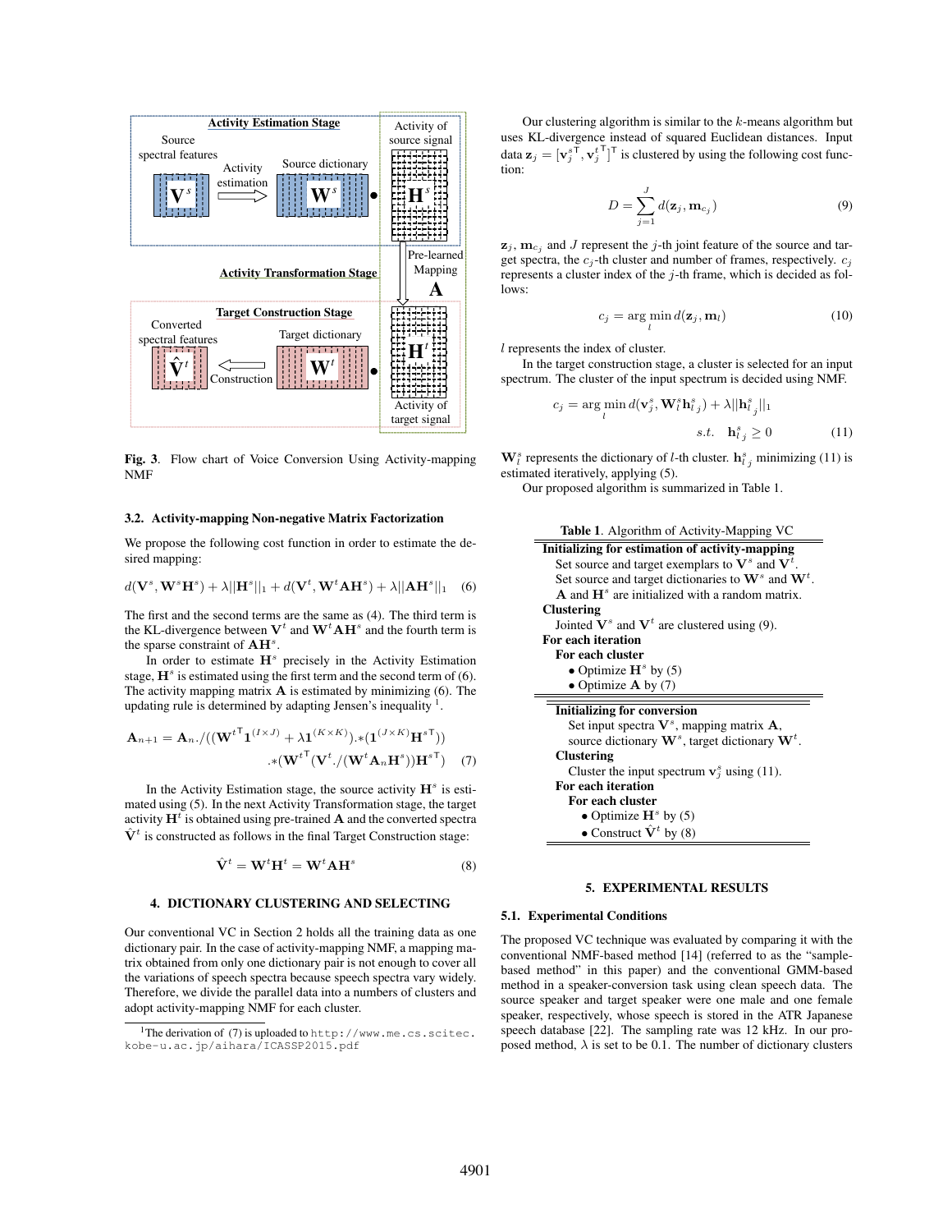Fig. 3. Flow chart of Voice Conversion Using Activity-mapping NMF

### 3.2. Activity-mapping Non-negative Matrix Factorization

We propose the following cost function in order to estimate the desired mapping:

$$d(\mathbf{V}^s, \mathbf{W}^s\mathbf{H}^s) + \lambda||\mathbf{H}^s||_1 + d(\mathbf{V}^t, \mathbf{W}^t\mathbf{A}\mathbf{H}^s) + \lambda||\mathbf{A}\mathbf{H}^s||_1 \quad (6)$$

The first and the second terms are the same as (4). The third term is the KL-divergence between $\mathbf{V}^t$ and $\mathbf{W}^t\mathbf{A}\mathbf{H}^s$ and the fourth term is the sparse constraint of $\mathbf{A}\mathbf{H}^s$.

In order to estimate $\mathbf{H}^s$ precisely in the Activity Estimation stage, $\mathbf{H}^s$ is estimated using the first term and the second term of (6). The activity mapping matrix $\mathbf{A}$ is estimated by minimizing (6). The updating rule is determined by adapting Jensen's inequality [1].

$$\mathbf{A}_{n+1} = \mathbf{A}_n./((\mathbf{W}^{t\mathsf{T}}\mathbf{1}^{(I\times J)} + \lambda\mathbf{1}^{(K\times K)}).*(\mathbf{1}^{(J\times K)}\mathbf{H}^{s\mathsf{T}})) \\ .*(\mathbf{W}^{t\mathsf{T}}(\mathbf{V}^t./(\mathbf{W}^t\mathbf{A}_n\mathbf{H}^s))\mathbf{H}^{s\mathsf{T}}) \quad (7)$$

In the Activity Estimation stage, the source activity $\mathbf{H}^s$ is estimated using (5). In the next Activity Transformation stage, the target activity $\mathbf{H}^t$ is obtained using pre-trained $\mathbf{A}$ and the converted spectra $\hat{\mathbf{V}}^t$ is constructed as follows in the final Target Construction stage:

$$\hat{\mathbf{V}}^t = \mathbf{W}^t\mathbf{H}^t = \mathbf{W}^t\mathbf{A}\mathbf{H}^s \quad (8)$$

## 4. DICTIONARY CLUSTERING AND SELECTING

Our conventional VC in Section 2 holds all the training data as one dictionary pair. In the case of activity-mapping NMF, a mapping matrix obtained from only one dictionary pair is not enough to cover all the variations of speech spectra because speech spectra vary widely. Therefore, we divide the parallel data into a numbers of clusters and adopt activity-mapping NMF for each cluster.

[1] The derivation of (7) is uploaded to http://www.me.cs.scitec.kobe-u.ac.jp/aihara/ICASSP2015.pdf

Our clustering algorithm is similar to the $k$-means algorithm but uses KL-divergence instead of squared Euclidean distances. Input data $\mathbf{z}_j = [\mathbf{v}_j^{s\mathsf{T}}, \mathbf{v}_j^{t\mathsf{T}}]^\mathsf{T}$ is clustered by using the following cost function:

$$D = \sum_{j=1}^{J} d(\mathbf{z}_j, \mathbf{m}_{c_j}) \quad (9)$$

$\mathbf{z}_j$, $\mathbf{m}_{c_j}$ and $J$ represent the $j$-th joint feature of the source and target spectra, the $c_j$-th cluster and number of frames, respectively. $c_j$ represents a cluster index of the $j$-th frame, which is decided as follows:

$$c_j = \arg\min_l d(\mathbf{z}_j, \mathbf{m}_l) \quad (10)$$

$l$ represents the index of cluster.

In the target construction stage, a cluster is selected for an input spectrum. The cluster of the input spectrum is decided using NMF.

$$c_j = \arg\min_l d(\mathbf{v}_j^s, \mathbf{W}_l^s\mathbf{h}_{l\,j}^s) + \lambda||\mathbf{h}_{l\,j}^s||_1 \\ s.t. \quad \mathbf{h}_{l\,j}^s \geq 0 \quad (11)$$

$\mathbf{W}_l^s$ represents the dictionary of $l$-th cluster. $\mathbf{h}_{l\,j}^s$ minimizing (11) is estimated iteratively, applying (5).

Our proposed algorithm is summarized in Table 1.

**Table 1**. Algorithm of Activity-Mapping VC

| |
|---|
| **Initializing for estimation of activity-mapping** |
| Set source and target exemplars to $\mathbf{V}^s$ and $\mathbf{V}^t$. |
| Set source and target dictionaries to $\mathbf{W}^s$ and $\mathbf{W}^t$. |
| $\mathbf{A}$ and $\mathbf{H}^s$ are initialized with a random matrix. |
| **Clustering** |
| Jointed $\mathbf{V}^s$ and $\mathbf{V}^t$ are clustered using (9). |
| **For each iteration** |
| **For each cluster** |
| • Optimize $\mathbf{H}^s$ by (5) |
| • Optimize $\mathbf{A}$ by (7) |
| **Initializing for conversion** |
| Set input spectra $\mathbf{V}^s$, mapping matrix $\mathbf{A}$, source dictionary $\mathbf{W}^s$, target dictionary $\mathbf{W}^t$. |
| **Clustering** |
| Cluster the input spectrum $\mathbf{v}_j^s$ using (11). |
| **For each iteration** |
| **For each cluster** |
| • Optimize $\mathbf{H}^s$ by (5) |
| • Construct $\hat{\mathbf{V}}^t$ by (8) |

## 5. EXPERIMENTAL RESULTS

### 5.1. Experimental Conditions

The proposed VC technique was evaluated by comparing it with the conventional NMF-based method [14] (referred to as the "sample-based method" in this paper) and the conventional GMM-based method in a speaker-conversion task using clean speech data. The source speaker and target speaker were one male and one female speaker, respectively, whose speech is stored in the ATR Japanese speech database [22]. The sampling rate was 12 kHz. In our proposed method, $\lambda$ is set to be 0.1. The number of dictionary clusters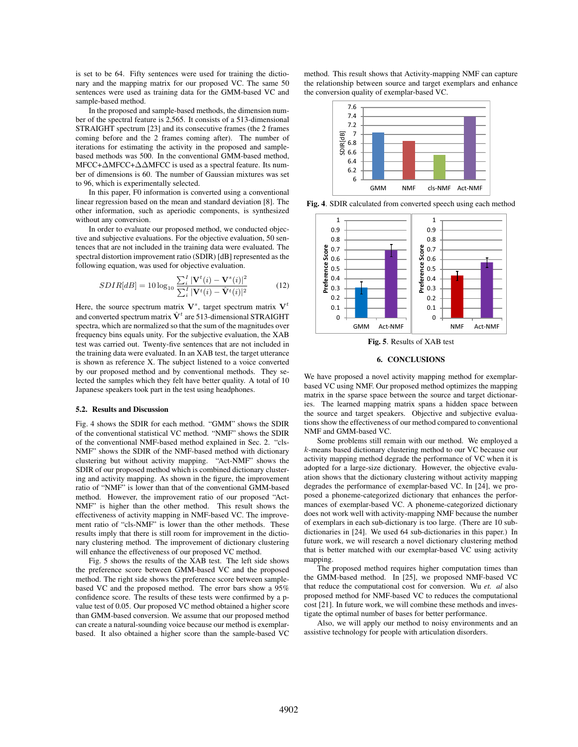is set to be 64. Fifty sentences were used for training the dictionary and the mapping matrix for our proposed VC. The same 50 sentences were used as training data for the GMM-based VC and sample-based method.

In the proposed and sample-based methods, the dimension number of the spectral feature is 2,565. It consists of a 513-dimensional STRAIGHT spectrum [23] and its consecutive frames (the 2 frames coming before and the 2 frames coming after). The number of iterations for estimating the activity in the proposed and sample-based methods was 500. In the conventional GMM-based method, MFCC+ΔMFCC+ΔΔMFCC is used as a spectral feature. Its number of dimensions is 60. The number of Gaussian mixtures was set to 96, which is experimentally selected.

In this paper, F0 information is converted using a conventional linear regression based on the mean and standard deviation [8]. The other information, such as aperiodic components, is synthesized without any conversion.

In order to evaluate our proposed method, we conducted objective and subjective evaluations. For the objective evaluation, 50 sentences that are not included in the training data were evaluated. The spectral distortion improvement ratio (SDIR) [dB] represented as the following equation, was used for objective evaluation.

$$SDIR[dB] = 10 \log_{10} \frac{\sum_i^I |\mathbf{V}^t(i) - \mathbf{V}^s(i)|^2}{\sum_i^I |\mathbf{V}^t(i) - \hat{\mathbf{V}}^t(i)|^2} \tag{12}$$

Here, the source spectrum matrix $\mathbf{V}^s$, target spectrum matrix $\mathbf{V}^t$ and converted spectrum matrix $\hat{\mathbf{V}}^t$ are 513-dimensional STRAIGHT spectra, which are normalized so that the sum of the magnitudes over frequency bins equals unity. For the subjective evaluation, the XAB test was carried out. Twenty-five sentences that are not included in the training data were evaluated. In an XAB test, the target utterance is shown as reference X. The subject listened to a voice converted by our proposed method and by conventional methods. They selected the samples which they felt have better quality. A total of 10 Japanese speakers took part in the test using headphones.

### 5.2. Results and Discussion

Fig. 4 shows the SDIR for each method. "GMM" shows the SDIR of the conventional statistical VC method. "NMF" shows the SDIR of the conventional NMF-based method explained in Sec. 2. "cls-NMF" shows the SDIR of the NMF-based method with dictionary clustering but without activity mapping. "Act-NMF" shows the SDIR of our proposed method which is combined dictionary clustering and activity mapping. As shown in the figure, the improvement ratio of "NMF" is lower than that of the conventional GMM-based method. However, the improvement ratio of our proposed "Act-NMF" is higher than the other method. This result shows the effectiveness of activity mapping in NMF-based VC. The improvement ratio of "cls-NMF" is lower than the other methods. These results imply that there is still room for improvement in the dictionary clustering method. The improvement of dictionary clustering will enhance the effectiveness of our proposed VC method.

Fig. 5 shows the results of the XAB test. The left side shows the preference score between GMM-based VC and the proposed method. The right side shows the preference score between sample-based VC and the proposed method. The error bars show a 95% confidence score. The results of these tests were confirmed by a p-value test of 0.05. Our proposed VC method obtained a higher score than GMM-based conversion. We assume that our proposed method can create a natural-sounding voice because our method is exemplar-based. It also obtained a higher score than the sample-based VC method. This result shows that Activity-mapping NMF can capture the relationship between source and target exemplars and enhance the conversion quality of exemplar-based VC.

**Fig. 4**. SDIR calculated from converted speech using each method

**Fig. 5**. Results of XAB test

## 6. CONCLUSIONS

We have proposed a novel activity mapping method for exemplar-based VC using NMF. Our proposed method optimizes the mapping matrix in the sparse space between the source and target dictionaries. The learned mapping matrix spans a hidden space between the source and target speakers. Objective and subjective evaluations show the effectiveness of our method compared to conventional NMF and GMM-based VC.

Some problems still remain with our method. We employed a $k$-means based dictionary clustering method to our VC because our activity mapping method degrade the performance of VC when it is adopted for a large-size dictionary. However, the objective evaluation shows that the dictionary clustering without activity mapping degrades the performance of exemplar-based VC. In [24], we proposed a phoneme-categorized dictionary that enhances the performances of exemplar-based VC. A phoneme-categorized dictionary does not work well with activity-mapping NMF because the number of exemplars in each sub-dictionary is too large. (There are 10 sub-dictionaries in [24]. We used 64 sub-dictionaries in this paper.) In future work, we will research a novel dictionary clustering method that is better matched with our exemplar-based VC using activity mapping.

The proposed method requires higher computation times than the GMM-based method. In [25], we proposed NMF-based VC that reduce the computational cost for conversion. Wu *et. al* also proposed method for NMF-based VC to reduces the computational cost [21]. In future work, we will combine these methods and investigate the optimal number of bases for better performance.

Also, we will apply our method to noisy environments and an assistive technology for people with articulation disorders.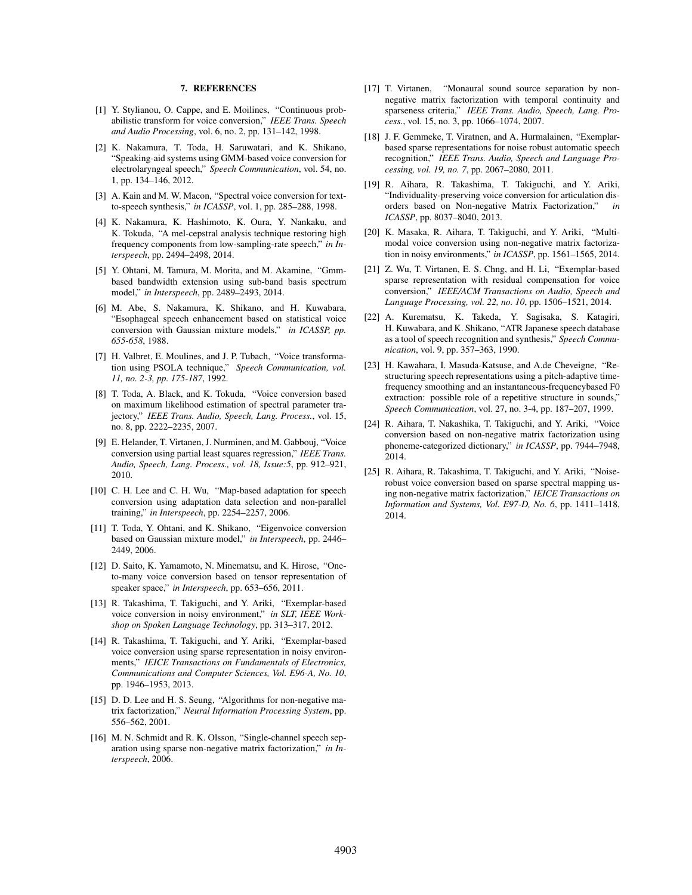## 7. REFERENCES

[1] Y. Stylianou, O. Cappe, and E. Moilines, "Continuous probabilistic transform for voice conversion," *IEEE Trans. Speech and Audio Processing*, vol. 6, no. 2, pp. 131–142, 1998.

[2] K. Nakamura, T. Toda, H. Saruwatari, and K. Shikano, "Speaking-aid systems using GMM-based voice conversion for electrolaryngeal speech," *Speech Communication*, vol. 54, no. 1, pp. 134–146, 2012.

[3] A. Kain and M. W. Macon, "Spectral voice conversion for text-to-speech synthesis," *in ICASSP*, vol. 1, pp. 285–288, 1998.

[4] K. Nakamura, K. Hashimoto, K. Oura, Y. Nankaku, and K. Tokuda, "A mel-cepstral analysis technique restoring high frequency components from low-sampling-rate speech," *in Interspeech*, pp. 2494–2498, 2014.

[5] Y. Ohtani, M. Tamura, M. Morita, and M. Akamine, "Gmm-based bandwidth extension using sub-band basis spectrum model," *in Interspeech*, pp. 2489–2493, 2014.

[6] M. Abe, S. Nakamura, K. Shikano, and H. Kuwabara, "Esophageal speech enhancement based on statistical voice conversion with Gaussian mixture models," *in ICASSP, pp. 655-658*, 1988.

[7] H. Valbret, E. Moulines, and J. P. Tubach, "Voice transformation using PSOLA technique," *Speech Communication, vol. 11, no. 2-3, pp. 175-187*, 1992.

[8] T. Toda, A. Black, and K. Tokuda, "Voice conversion based on maximum likelihood estimation of spectral parameter trajectory," *IEEE Trans. Audio, Speech, Lang. Process.*, vol. 15, no. 8, pp. 2222–2235, 2007.

[9] E. Helander, T. Virtanen, J. Nurminen, and M. Gabbouj, "Voice conversion using partial least squares regression," *IEEE Trans. Audio, Speech, Lang. Process., vol. 18, Issue:5*, pp. 912–921, 2010.

[10] C. H. Lee and C. H. Wu, "Map-based adaptation for speech conversion using adaptation data selection and non-parallel training," *in Interspeech*, pp. 2254–2257, 2006.

[11] T. Toda, Y. Ohtani, and K. Shikano, "Eigenvoice conversion based on Gaussian mixture model," *in Interspeech*, pp. 2446–2449, 2006.

[12] D. Saito, K. Yamamoto, N. Minematsu, and K. Hirose, "One-to-many voice conversion based on tensor representation of speaker space," *in Interspeech*, pp. 653–656, 2011.

[13] R. Takashima, T. Takiguchi, and Y. Ariki, "Exemplar-based voice conversion in noisy environment," *in SLT, IEEE Workshop on Spoken Language Technology*, pp. 313–317, 2012.

[14] R. Takashima, T. Takiguchi, and Y. Ariki, "Exemplar-based voice conversion using sparse representation in noisy environments," *IEICE Transactions on Fundamentals of Electronics, Communications and Computer Sciences, Vol. E96-A, No. 10*, pp. 1946–1953, 2013.

[15] D. D. Lee and H. S. Seung, "Algorithms for non-negative matrix factorization," *Neural Information Processing System*, pp. 556–562, 2001.

[16] M. N. Schmidt and R. K. Olsson, "Single-channel speech separation using sparse non-negative matrix factorization," *in Interspeech*, 2006.

[17] T. Virtanen, "Monaural sound source separation by non-negative matrix factorization with temporal continuity and sparseness criteria," *IEEE Trans. Audio, Speech, Lang. Process.*, vol. 15, no. 3, pp. 1066–1074, 2007.

[18] J. F. Gemmeke, T. Viratnen, and A. Hurmalainen, "Exemplar-based sparse representations for noise robust automatic speech recognition," *IEEE Trans. Audio, Speech and Language Processing, vol. 19, no. 7*, pp. 2067–2080, 2011.

[19] R. Aihara, R. Takashima, T. Takiguchi, and Y. Ariki, "Individuality-preserving voice conversion for articulation disorders based on Non-negative Matrix Factorization," *in ICASSP*, pp. 8037–8040, 2013.

[20] K. Masaka, R. Aihara, T. Takiguchi, and Y. Ariki, "Multimodal voice conversion using non-negative matrix factorization in noisy environments," *in ICASSP*, pp. 1561–1565, 2014.

[21] Z. Wu, T. Virtanen, E. S. Chng, and H. Li, "Exemplar-based sparse representation with residual compensation for voice conversion," *IEEE/ACM Transactions on Audio, Speech and Language Processing, vol. 22, no. 10*, pp. 1506–1521, 2014.

[22] A. Kurematsu, K. Takeda, Y. Sagisaka, S. Katagiri, H. Kuwabara, and K. Shikano, "ATR Japanese speech database as a tool of speech recognition and synthesis," *Speech Communication*, vol. 9, pp. 357–363, 1990.

[23] H. Kawahara, I. Masuda-Katsuse, and A.de Cheveigne, "Restructuring speech representations using a pitch-adaptive time-frequency smoothing and an instantaneous-frequencybased F0 extraction: possible role of a repetitive structure in sounds," *Speech Communication*, vol. 27, no. 3-4, pp. 187–207, 1999.

[24] R. Aihara, T. Nakashika, T. Takiguchi, and Y. Ariki, "Voice conversion based on non-negative matrix factorization using phoneme-categorized dictionary," *in ICASSP*, pp. 7944–7948, 2014.

[25] R. Aihara, R. Takashima, T. Takiguchi, and Y. Ariki, "Noise-robust voice conversion based on sparse spectral mapping using non-negative matrix factorization," *IEICE Transactions on Information and Systems, Vol. E97-D, No. 6*, pp. 1411–1418, 2014.